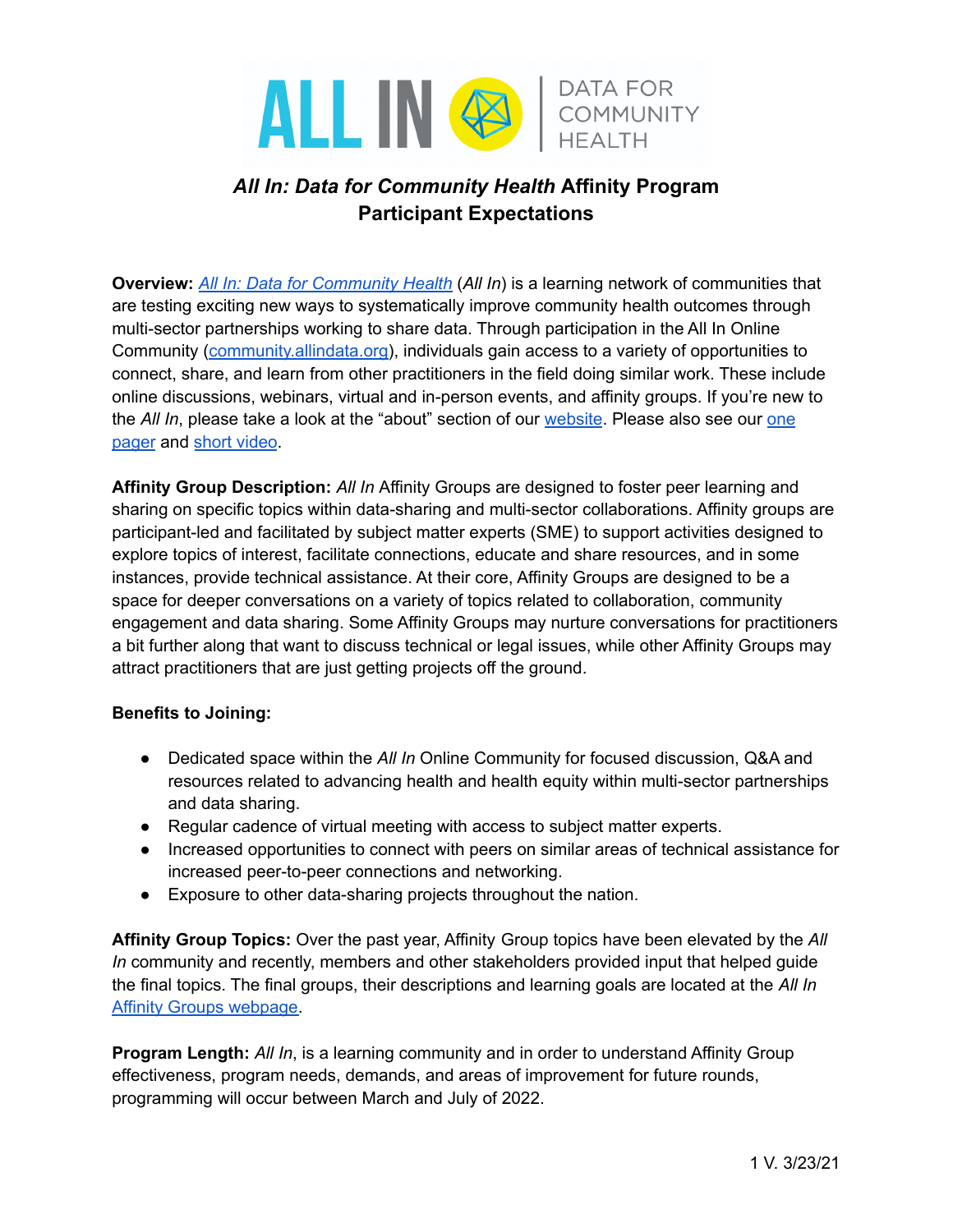# *All In: Data for Community Health* Affinity Program Participant Expectations

**Overview:** [*All In: Data for Community Health*](#) (*All In*) is a learning network of communities that are testing exciting new ways to systematically improve community health outcomes through multi-sector partnerships working to share data. Through participation in the All In Online Community ([community.allindata.org](#)), individuals gain access to a variety of opportunities to connect, share, and learn from other practitioners in the field doing similar work. These include online discussions, webinars, virtual and in-person events, and affinity groups. If you're new to the *All In*, please take a look at the "about" section of our [website](#). Please also see our [one pager](#) and [short video](#).

**Affinity Group Description:** *All In* Affinity Groups are designed to foster peer learning and sharing on specific topics within data-sharing and multi-sector collaborations. Affinity groups are participant-led and facilitated by subject matter experts (SME) to support activities designed to explore topics of interest, facilitate connections, educate and share resources, and in some instances, provide technical assistance. At their core, Affinity Groups are designed to be a space for deeper conversations on a variety of topics related to collaboration, community engagement and data sharing. Some Affinity Groups may nurture conversations for practitioners a bit further along that want to discuss technical or legal issues, while other Affinity Groups may attract practitioners that are just getting projects off the ground.

**Benefits to Joining:**

- Dedicated space within the *All In* Online Community for focused discussion, Q&A and resources related to advancing health and health equity within multi-sector partnerships and data sharing.
- Regular cadence of virtual meeting with access to subject matter experts.
- Increased opportunities to connect with peers on similar areas of technical assistance for increased peer-to-peer connections and networking.
- Exposure to other data-sharing projects throughout the nation.

**Affinity Group Topics:** Over the past year, Affinity Group topics have been elevated by the *All In* community and recently, members and other stakeholders provided input that helped guide the final topics. The final groups, their descriptions and learning goals are located at the *All In* [Affinity Groups webpage](#).

**Program Length:** *All In*, is a learning community and in order to understand Affinity Group effectiveness, program needs, demands, and areas of improvement for future rounds, programming will occur between March and July of 2022.

V. 3/23/21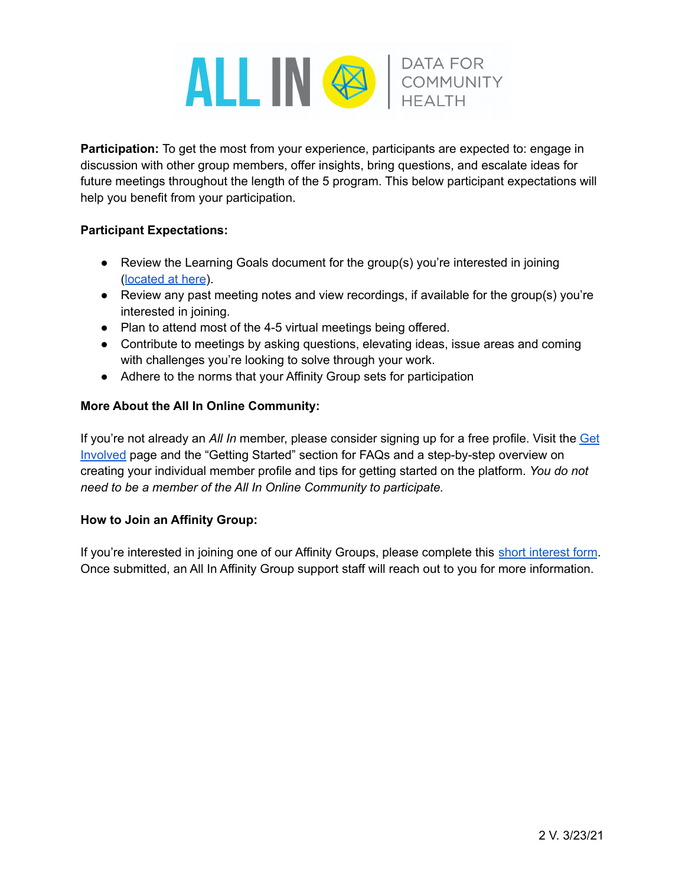**Participation:** To get the most from your experience, participants are expected to: engage in discussion with other group members, offer insights, bring questions, and escalate ideas for future meetings throughout the length of the 5 program. This below participant expectations will help you benefit from your participation.

**Participant Expectations:**

- Review the Learning Goals document for the group(s) you're interested in joining (located at here).
- Review any past meeting notes and view recordings, if available for the group(s) you're interested in joining.
- Plan to attend most of the 4-5 virtual meetings being offered.
- Contribute to meetings by asking questions, elevating ideas, issue areas and coming with challenges you're looking to solve through your work.
- Adhere to the norms that your Affinity Group sets for participation

**More About the All In Online Community:**

If you're not already an *All In* member, please consider signing up for a free profile. Visit the Get Involved page and the "Getting Started" section for FAQs and a step-by-step overview on creating your individual member profile and tips for getting started on the platform. *You do not need to be a member of the All In Online Community to participate.*

**How to Join an Affinity Group:**

If you're interested in joining one of our Affinity Groups, please complete this short interest form. Once submitted, an All In Affinity Group support staff will reach out to you for more information.

V. 3/23/21